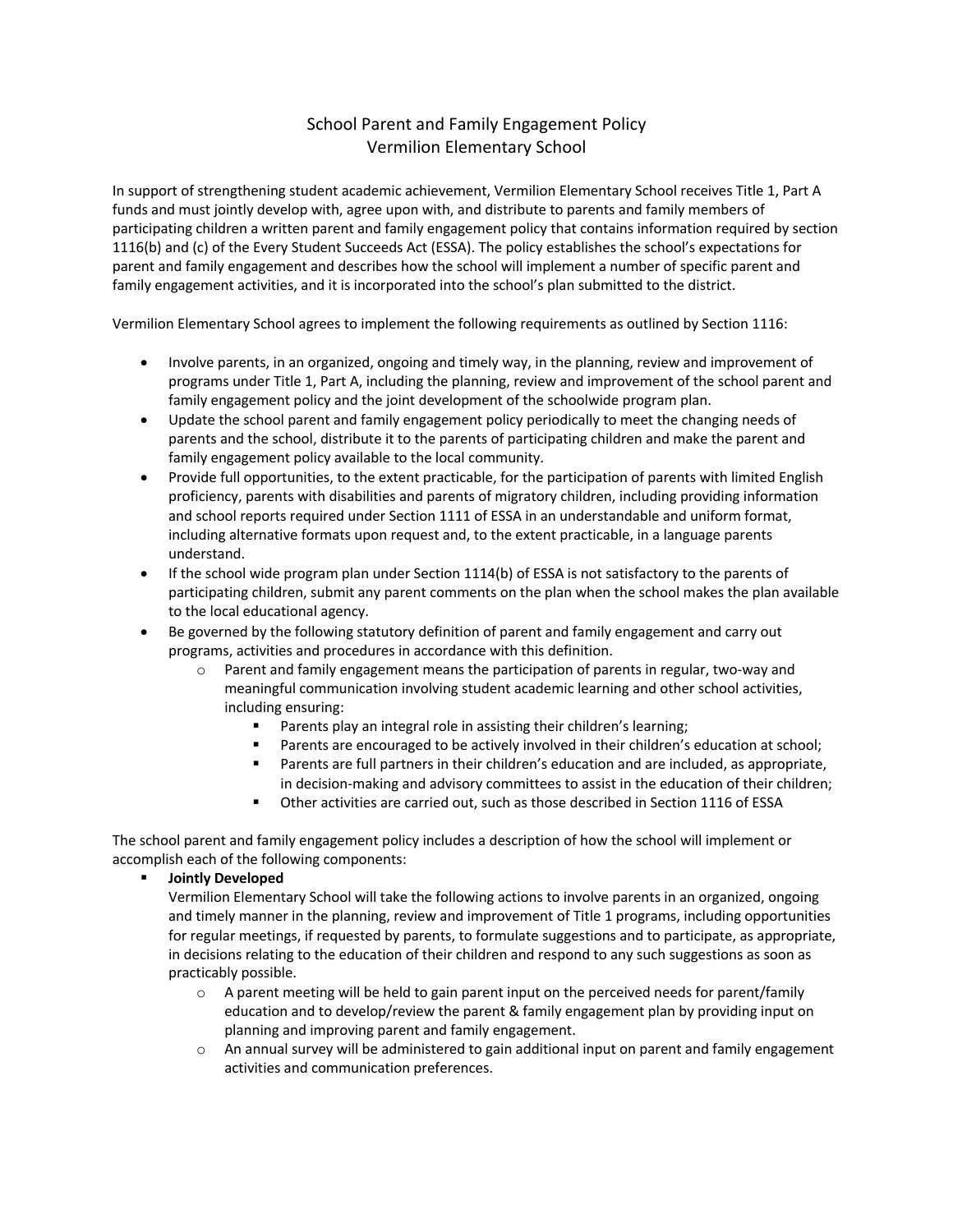# School Parent and Family Engagement Policy
## Vermilion Elementary School

In support of strengthening student academic achievement, Vermilion Elementary School receives Title 1, Part A funds and must jointly develop with, agree upon with, and distribute to parents and family members of participating children a written parent and family engagement policy that contains information required by section 1116(b) and (c) of the Every Student Succeeds Act (ESSA). The policy establishes the school's expectations for parent and family engagement and describes how the school will implement a number of specific parent and family engagement activities, and it is incorporated into the school's plan submitted to the district.

Vermilion Elementary School agrees to implement the following requirements as outlined by Section 1116:

- Involve parents, in an organized, ongoing and timely way, in the planning, review and improvement of programs under Title 1, Part A, including the planning, review and improvement of the school parent and family engagement policy and the joint development of the schoolwide program plan.
- Update the school parent and family engagement policy periodically to meet the changing needs of parents and the school, distribute it to the parents of participating children and make the parent and family engagement policy available to the local community.
- Provide full opportunities, to the extent practicable, for the participation of parents with limited English proficiency, parents with disabilities and parents of migratory children, including providing information and school reports required under Section 1111 of ESSA in an understandable and uniform format, including alternative formats upon request and, to the extent practicable, in a language parents understand.
- If the school wide program plan under Section 1114(b) of ESSA is not satisfactory to the parents of participating children, submit any parent comments on the plan when the school makes the plan available to the local educational agency.
- Be governed by the following statutory definition of parent and family engagement and carry out programs, activities and procedures in accordance with this definition.
  - Parent and family engagement means the participation of parents in regular, two-way and meaningful communication involving student academic learning and other school activities, including ensuring:
    - Parents play an integral role in assisting their children's learning;
    - Parents are encouraged to be actively involved in their children's education at school;
    - Parents are full partners in their children's education and are included, as appropriate, in decision-making and advisory committees to assist in the education of their children;
    - Other activities are carried out, such as those described in Section 1116 of ESSA

The school parent and family engagement policy includes a description of how the school will implement or accomplish each of the following components:

- **Jointly Developed**
  Vermilion Elementary School will take the following actions to involve parents in an organized, ongoing and timely manner in the planning, review and improvement of Title 1 programs, including opportunities for regular meetings, if requested by parents, to formulate suggestions and to participate, as appropriate, in decisions relating to the education of their children and respond to any such suggestions as soon as practicably possible.
  - A parent meeting will be held to gain parent input on the perceived needs for parent/family education and to develop/review the parent & family engagement plan by providing input on planning and improving parent and family engagement.
  - An annual survey will be administered to gain additional input on parent and family engagement activities and communication preferences.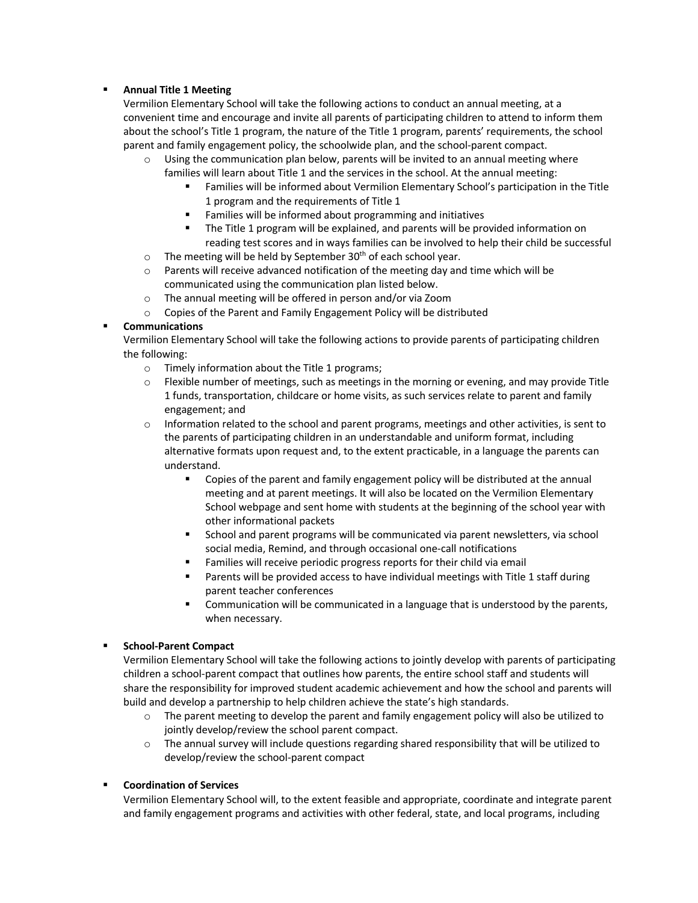- **Annual Title 1 Meeting**
  Vermilion Elementary School will take the following actions to conduct an annual meeting, at a convenient time and encourage and invite all parents of participating children to attend to inform them about the school's Title 1 program, the nature of the Title 1 program, parents' requirements, the school parent and family engagement policy, the schoolwide plan, and the school-parent compact.
    - Using the communication plan below, parents will be invited to an annual meeting where families will learn about Title 1 and the services in the school. At the annual meeting:
        - Families will be informed about Vermilion Elementary School's participation in the Title 1 program and the requirements of Title 1
        - Families will be informed about programming and initiatives
        - The Title 1 program will be explained, and parents will be provided information on reading test scores and in ways families can be involved to help their child be successful
    - The meeting will be held by September 30th of each school year.
    - Parents will receive advanced notification of the meeting day and time which will be communicated using the communication plan listed below.
    - The annual meeting will be offered in person and/or via Zoom
    - Copies of the Parent and Family Engagement Policy will be distributed
- **Communications**
  Vermilion Elementary School will take the following actions to provide parents of participating children the following:
    - Timely information about the Title 1 programs;
    - Flexible number of meetings, such as meetings in the morning or evening, and may provide Title 1 funds, transportation, childcare or home visits, as such services relate to parent and family engagement; and
    - Information related to the school and parent programs, meetings and other activities, is sent to the parents of participating children in an understandable and uniform format, including alternative formats upon request and, to the extent practicable, in a language the parents can understand.
        - Copies of the parent and family engagement policy will be distributed at the annual meeting and at parent meetings. It will also be located on the Vermilion Elementary School webpage and sent home with students at the beginning of the school year with other informational packets
        - School and parent programs will be communicated via parent newsletters, via school social media, Remind, and through occasional one-call notifications
        - Families will receive periodic progress reports for their child via email
        - Parents will be provided access to have individual meetings with Title 1 staff during parent teacher conferences
        - Communication will be communicated in a language that is understood by the parents, when necessary.

- **School-Parent Compact**
  Vermilion Elementary School will take the following actions to jointly develop with parents of participating children a school-parent compact that outlines how parents, the entire school staff and students will share the responsibility for improved student academic achievement and how the school and parents will build and develop a partnership to help children achieve the state's high standards.
    - The parent meeting to develop the parent and family engagement policy will also be utilized to jointly develop/review the school parent compact.
    - The annual survey will include questions regarding shared responsibility that will be utilized to develop/review the school-parent compact

- **Coordination of Services**
  Vermilion Elementary School will, to the extent feasible and appropriate, coordinate and integrate parent and family engagement programs and activities with other federal, state, and local programs, including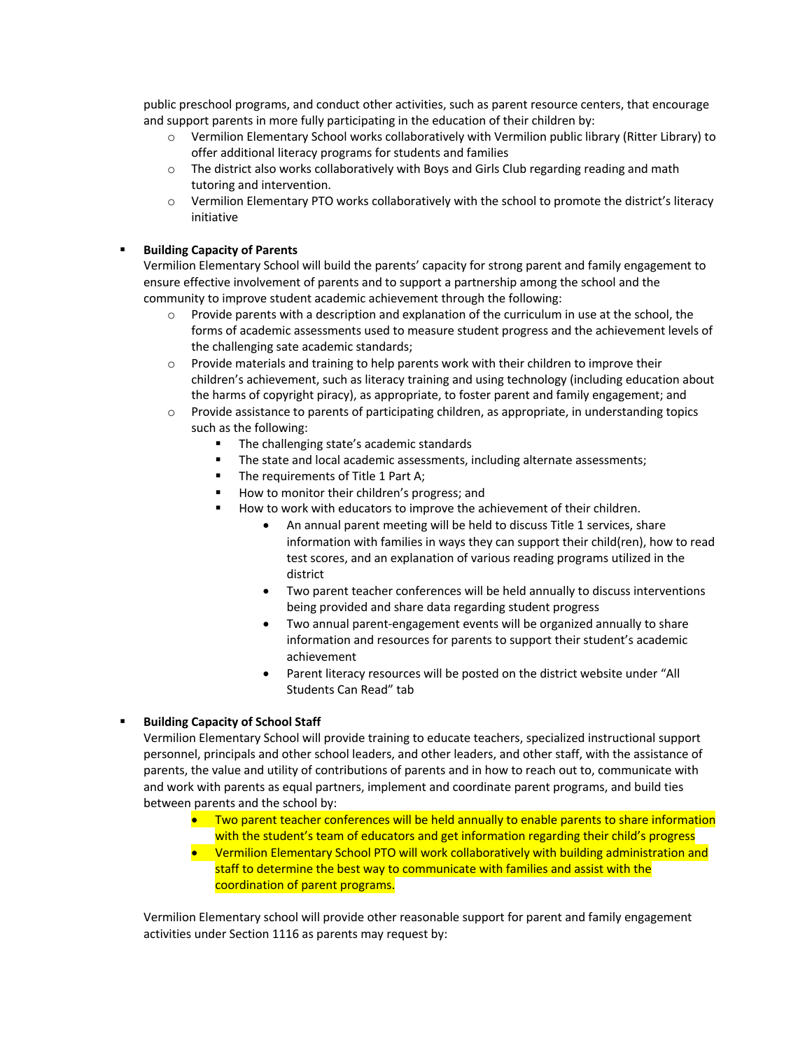public preschool programs, and conduct other activities, such as parent resource centers, that encourage and support parents in more fully participating in the education of their children by:

- Vermilion Elementary School works collaboratively with Vermilion public library (Ritter Library) to offer additional literacy programs for students and families
- The district also works collaboratively with Boys and Girls Club regarding reading and math tutoring and intervention.
- Vermilion Elementary PTO works collaboratively with the school to promote the district's literacy initiative

- **Building Capacity of Parents**

  Vermilion Elementary School will build the parents' capacity for strong parent and family engagement to ensure effective involvement of parents and to support a partnership among the school and the community to improve student academic achievement through the following:

  - Provide parents with a description and explanation of the curriculum in use at the school, the forms of academic assessments used to measure student progress and the achievement levels of the challenging sate academic standards;
  - Provide materials and training to help parents work with their children to improve their children's achievement, such as literacy training and using technology (including education about the harms of copyright piracy), as appropriate, to foster parent and family engagement; and
  - Provide assistance to parents of participating children, as appropriate, in understanding topics such as the following:
    - The challenging state's academic standards
    - The state and local academic assessments, including alternate assessments;
    - The requirements of Title 1 Part A;
    - How to monitor their children's progress; and
    - How to work with educators to improve the achievement of their children.
      - An annual parent meeting will be held to discuss Title 1 services, share information with families in ways they can support their child(ren), how to read test scores, and an explanation of various reading programs utilized in the district
      - Two parent teacher conferences will be held annually to discuss interventions being provided and share data regarding student progress
      - Two annual parent-engagement events will be organized annually to share information and resources for parents to support their student's academic achievement
      - Parent literacy resources will be posted on the district website under "All Students Can Read" tab

- **Building Capacity of School Staff**

  Vermilion Elementary School will provide training to educate teachers, specialized instructional support personnel, principals and other school leaders, and other leaders, and other staff, with the assistance of parents, the value and utility of contributions of parents and in how to reach out to, communicate with and work with parents as equal partners, implement and coordinate parent programs, and build ties between parents and the school by:

  - Two parent teacher conferences will be held annually to enable parents to share information with the student's team of educators and get information regarding their child's progress
  - Vermilion Elementary School PTO will work collaboratively with building administration and staff to determine the best way to communicate with families and assist with the coordination of parent programs.

  Vermilion Elementary school will provide other reasonable support for parent and family engagement activities under Section 1116 as parents may request by: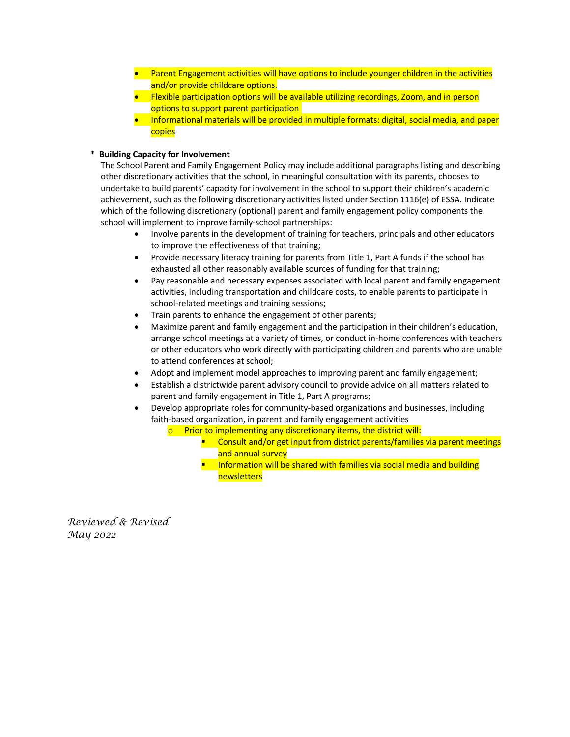- Parent Engagement activities will have options to include younger children in the activities and/or provide childcare options.
- Flexible participation options will be available utilizing recordings, Zoom, and in person options to support parent participation
- Informational materials will be provided in multiple formats: digital, social media, and paper copies

\* **Building Capacity for Involvement**

The School Parent and Family Engagement Policy may include additional paragraphs listing and describing other discretionary activities that the school, in meaningful consultation with its parents, chooses to undertake to build parents' capacity for involvement in the school to support their children's academic achievement, such as the following discretionary activities listed under Section 1116(e) of ESSA. Indicate which of the following discretionary (optional) parent and family engagement policy components the school will implement to improve family-school partnerships:

- Involve parents in the development of training for teachers, principals and other educators to improve the effectiveness of that training;
- Provide necessary literacy training for parents from Title 1, Part A funds if the school has exhausted all other reasonably available sources of funding for that training;
- Pay reasonable and necessary expenses associated with local parent and family engagement activities, including transportation and childcare costs, to enable parents to participate in school-related meetings and training sessions;
- Train parents to enhance the engagement of other parents;
- Maximize parent and family engagement and the participation in their children's education, arrange school meetings at a variety of times, or conduct in-home conferences with teachers or other educators who work directly with participating children and parents who are unable to attend conferences at school;
- Adopt and implement model approaches to improving parent and family engagement;
- Establish a districtwide parent advisory council to provide advice on all matters related to parent and family engagement in Title 1, Part A programs;
- Develop appropriate roles for community-based organizations and businesses, including faith-based organization, in parent and family engagement activities
  - Prior to implementing any discretionary items, the district will:
    - Consult and/or get input from district parents/families via parent meetings and annual survey
    - Information will be shared with families via social media and building newsletters

*Reviewed & Revised*
*May 2022*